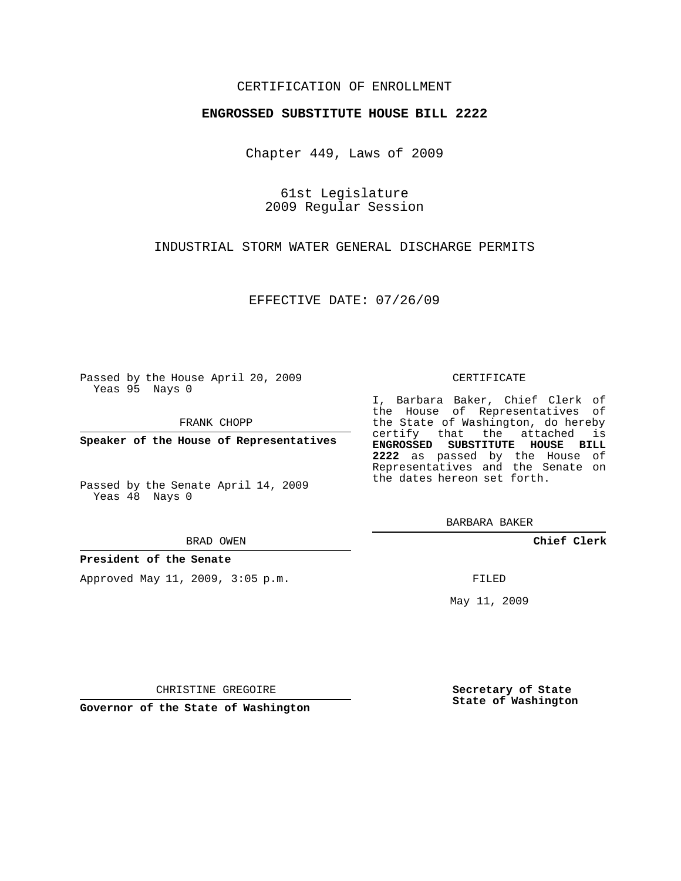CERTIFICATION OF ENROLLMENT

**ENGROSSED SUBSTITUTE HOUSE BILL 2222**

Chapter 449, Laws of 2009

61st Legislature
2009 Regular Session

INDUSTRIAL STORM WATER GENERAL DISCHARGE PERMITS

EFFECTIVE DATE: 07/26/09

Passed by the House April 20, 2009
Yeas 95 Nays 0

FRANK CHOPP

**Speaker of the House of Representatives**

Passed by the Senate April 14, 2009
Yeas 48 Nays 0

BRAD OWEN

**President of the Senate**

CERTIFICATE

I, Barbara Baker, Chief Clerk of the House of Representatives of the State of Washington, do hereby certify that the attached is **ENGROSSED SUBSTITUTE HOUSE BILL 2222** as passed by the House of Representatives and the Senate on the dates hereon set forth.

BARBARA BAKER

**Chief Clerk**

Approved May 11, 2009, 3:05 p.m.

FILED

May 11, 2009

CHRISTINE GREGOIRE

**Governor of the State of Washington**

**Secretary of State**
**State of Washington**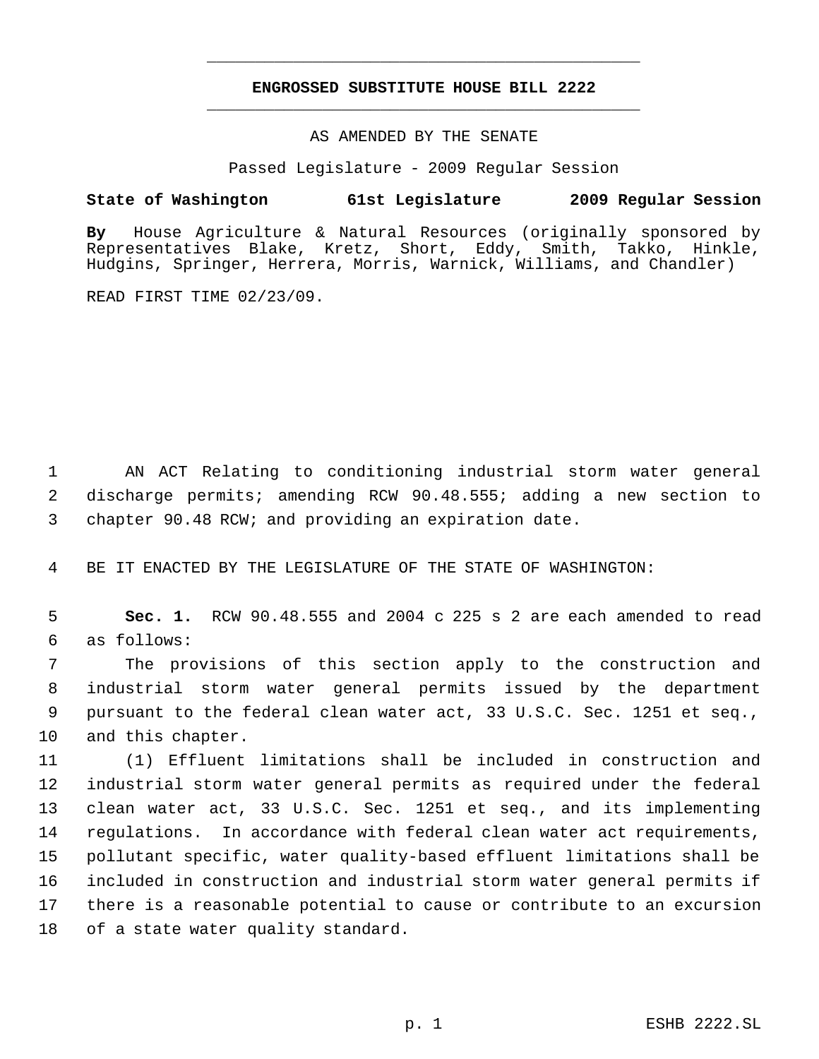# ENGROSSED SUBSTITUTE HOUSE BILL 2222

AS AMENDED BY THE SENATE

Passed Legislature - 2009 Regular Session

**State of Washington 61st Legislature 2009 Regular Session**

**By** House Agriculture & Natural Resources (originally sponsored by Representatives Blake, Kretz, Short, Eddy, Smith, Takko, Hinkle, Hudgins, Springer, Herrera, Morris, Warnick, Williams, and Chandler)

READ FIRST TIME 02/23/09.

1 AN ACT Relating to conditioning industrial storm water general
2 discharge permits; amending RCW 90.48.555; adding a new section to
3 chapter 90.48 RCW; and providing an expiration date.

4 BE IT ENACTED BY THE LEGISLATURE OF THE STATE OF WASHINGTON:

5 **Sec. 1.** RCW 90.48.555 and 2004 c 225 s 2 are each amended to read
6 as follows:

7 The provisions of this section apply to the construction and
8 industrial storm water general permits issued by the department
9 pursuant to the federal clean water act, 33 U.S.C. Sec. 1251 et seq.,
10 and this chapter.

11 (1) Effluent limitations shall be included in construction and
12 industrial storm water general permits as required under the federal
13 clean water act, 33 U.S.C. Sec. 1251 et seq., and its implementing
14 regulations. In accordance with federal clean water act requirements,
15 pollutant specific, water quality-based effluent limitations shall be
16 included in construction and industrial storm water general permits if
17 there is a reasonable potential to cause or contribute to an excursion
18 of a state water quality standard.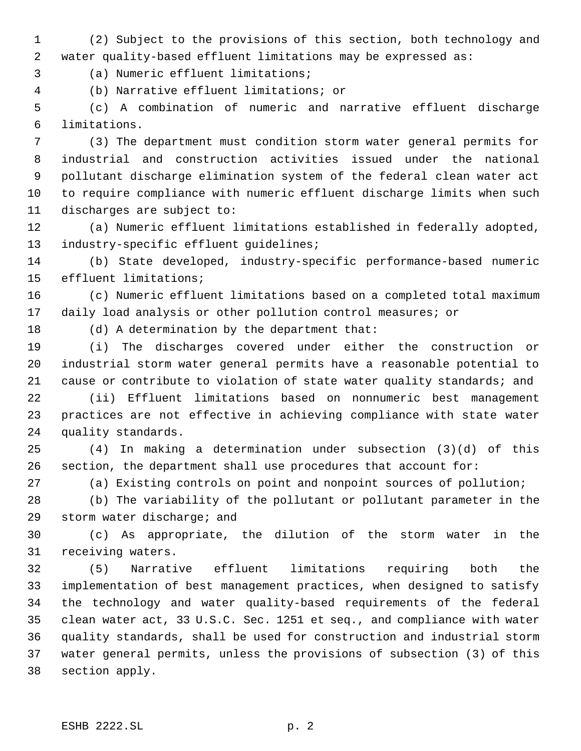(2) Subject to the provisions of this section, both technology and water quality-based effluent limitations may be expressed as:

(a) Numeric effluent limitations;

(b) Narrative effluent limitations; or

(c) A combination of numeric and narrative effluent discharge limitations.

(3) The department must condition storm water general permits for industrial and construction activities issued under the national pollutant discharge elimination system of the federal clean water act to require compliance with numeric effluent discharge limits when such discharges are subject to:

(a) Numeric effluent limitations established in federally adopted, industry-specific effluent guidelines;

(b) State developed, industry-specific performance-based numeric effluent limitations;

(c) Numeric effluent limitations based on a completed total maximum daily load analysis or other pollution control measures; or

(d) A determination by the department that:

(i) The discharges covered under either the construction or industrial storm water general permits have a reasonable potential to cause or contribute to violation of state water quality standards; and

(ii) Effluent limitations based on nonnumeric best management practices are not effective in achieving compliance with state water quality standards.

(4) In making a determination under subsection (3)(d) of this section, the department shall use procedures that account for:

(a) Existing controls on point and nonpoint sources of pollution;

(b) The variability of the pollutant or pollutant parameter in the storm water discharge; and

(c) As appropriate, the dilution of the storm water in the receiving waters.

(5) Narrative effluent limitations requiring both the implementation of best management practices, when designed to satisfy the technology and water quality-based requirements of the federal clean water act, 33 U.S.C. Sec. 1251 et seq., and compliance with water quality standards, shall be used for construction and industrial storm water general permits, unless the provisions of subsection (3) of this section apply.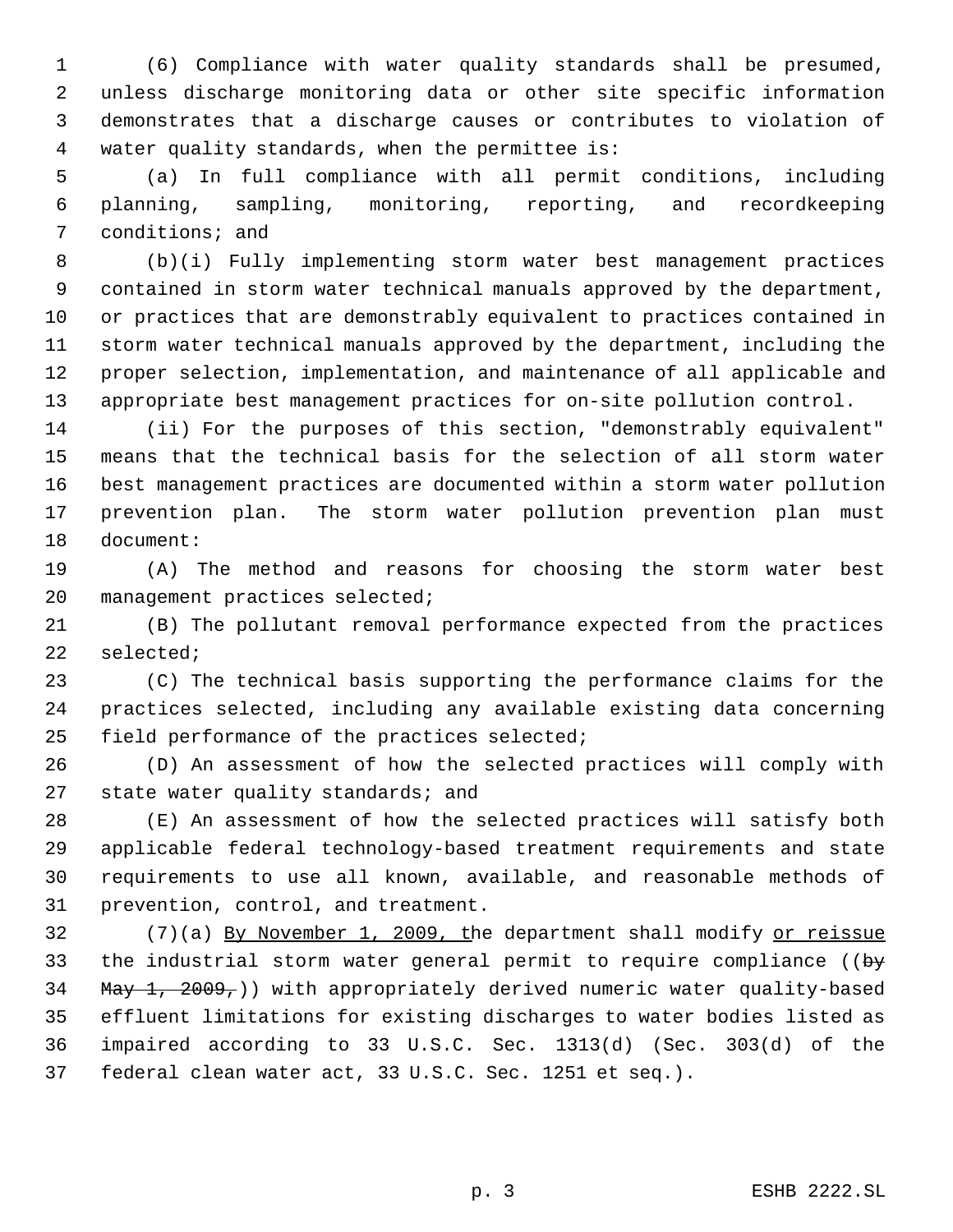(6) Compliance with water quality standards shall be presumed, unless discharge monitoring data or other site specific information demonstrates that a discharge causes or contributes to violation of water quality standards, when the permittee is:

(a) In full compliance with all permit conditions, including planning, sampling, monitoring, reporting, and recordkeeping conditions; and

(b)(i) Fully implementing storm water best management practices contained in storm water technical manuals approved by the department, or practices that are demonstrably equivalent to practices contained in storm water technical manuals approved by the department, including the proper selection, implementation, and maintenance of all applicable and appropriate best management practices for on-site pollution control.

(ii) For the purposes of this section, "demonstrably equivalent" means that the technical basis for the selection of all storm water best management practices are documented within a storm water pollution prevention plan. The storm water pollution prevention plan must document:

(A) The method and reasons for choosing the storm water best management practices selected;

(B) The pollutant removal performance expected from the practices selected;

(C) The technical basis supporting the performance claims for the practices selected, including any available existing data concerning field performance of the practices selected;

(D) An assessment of how the selected practices will comply with state water quality standards; and

(E) An assessment of how the selected practices will satisfy both applicable federal technology-based treatment requirements and state requirements to use all known, available, and reasonable methods of prevention, control, and treatment.

(7)(a) <u>By November 1, 2009, t</u>he department shall modify <u>or reissue</u> the industrial storm water general permit to require compliance ((~~by May 1, 2009,~~)) with appropriately derived numeric water quality-based effluent limitations for existing discharges to water bodies listed as impaired according to 33 U.S.C. Sec. 1313(d) (Sec. 303(d) of the federal clean water act, 33 U.S.C. Sec. 1251 et seq.).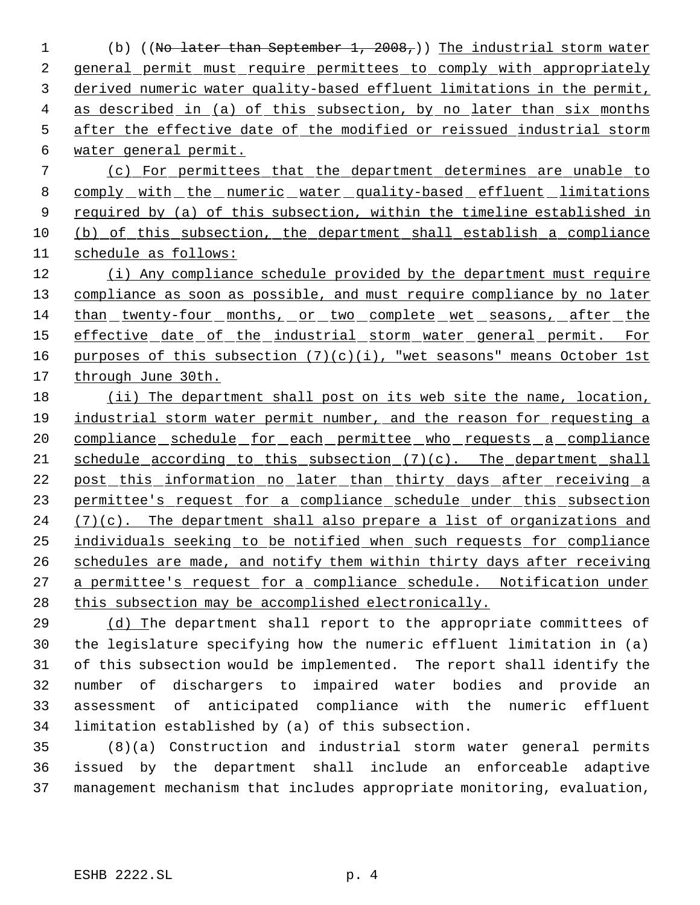(b) ((No later than September 1, 2008,)) The industrial storm water general permit must require permittees to comply with appropriately derived numeric water quality-based effluent limitations in the permit, as described in (a) of this subsection, by no later than six months after the effective date of the modified or reissued industrial storm water general permit.

(c) For permittees that the department determines are unable to comply with the numeric water quality-based effluent limitations required by (a) of this subsection, within the timeline established in (b) of this subsection, the department shall establish a compliance schedule as follows:

(i) Any compliance schedule provided by the department must require compliance as soon as possible, and must require compliance by no later than twenty-four months, or two complete wet seasons, after the effective date of the industrial storm water general permit. For purposes of this subsection (7)(c)(i), "wet seasons" means October 1st through June 30th.

(ii) The department shall post on its web site the name, location, industrial storm water permit number, and the reason for requesting a compliance schedule for each permittee who requests a compliance schedule according to this subsection (7)(c). The department shall post this information no later than thirty days after receiving a permittee's request for a compliance schedule under this subsection (7)(c). The department shall also prepare a list of organizations and individuals seeking to be notified when such requests for compliance schedules are made, and notify them within thirty days after receiving a permittee's request for a compliance schedule. Notification under this subsection may be accomplished electronically.

(d) The department shall report to the appropriate committees of the legislature specifying how the numeric effluent limitation in (a) of this subsection would be implemented. The report shall identify the number of dischargers to impaired water bodies and provide an assessment of anticipated compliance with the numeric effluent limitation established by (a) of this subsection.

(8)(a) Construction and industrial storm water general permits issued by the department shall include an enforceable adaptive management mechanism that includes appropriate monitoring, evaluation,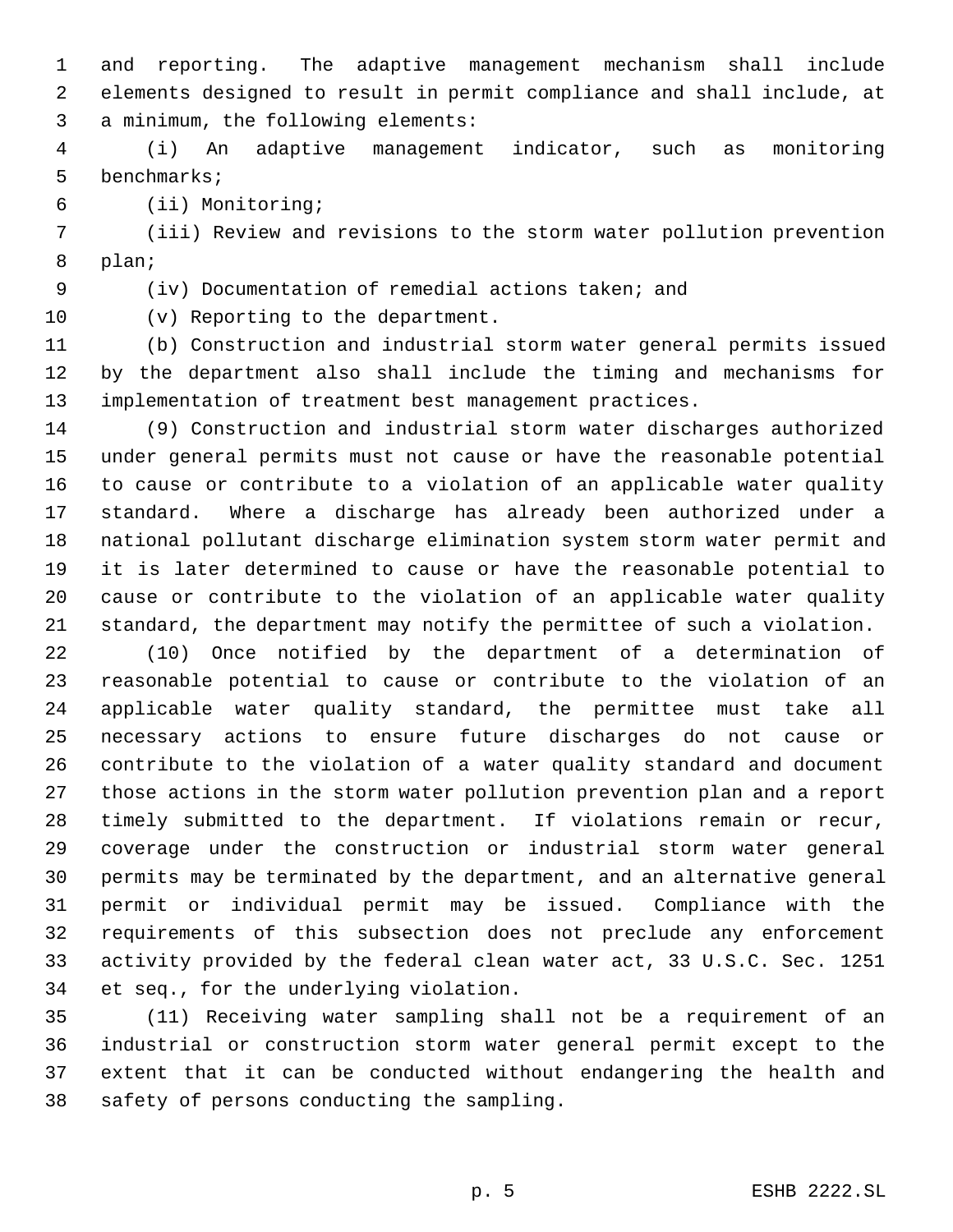and reporting. The adaptive management mechanism shall include elements designed to result in permit compliance and shall include, at a minimum, the following elements:

(i) An adaptive management indicator, such as monitoring benchmarks;

(ii) Monitoring;

(iii) Review and revisions to the storm water pollution prevention plan;

(iv) Documentation of remedial actions taken; and

(v) Reporting to the department.

(b) Construction and industrial storm water general permits issued by the department also shall include the timing and mechanisms for implementation of treatment best management practices.

(9) Construction and industrial storm water discharges authorized under general permits must not cause or have the reasonable potential to cause or contribute to a violation of an applicable water quality standard. Where a discharge has already been authorized under a national pollutant discharge elimination system storm water permit and it is later determined to cause or have the reasonable potential to cause or contribute to the violation of an applicable water quality standard, the department may notify the permittee of such a violation.

(10) Once notified by the department of a determination of reasonable potential to cause or contribute to the violation of an applicable water quality standard, the permittee must take all necessary actions to ensure future discharges do not cause or contribute to the violation of a water quality standard and document those actions in the storm water pollution prevention plan and a report timely submitted to the department. If violations remain or recur, coverage under the construction or industrial storm water general permits may be terminated by the department, and an alternative general permit or individual permit may be issued. Compliance with the requirements of this subsection does not preclude any enforcement activity provided by the federal clean water act, 33 U.S.C. Sec. 1251 et seq., for the underlying violation.

(11) Receiving water sampling shall not be a requirement of an industrial or construction storm water general permit except to the extent that it can be conducted without endangering the health and safety of persons conducting the sampling.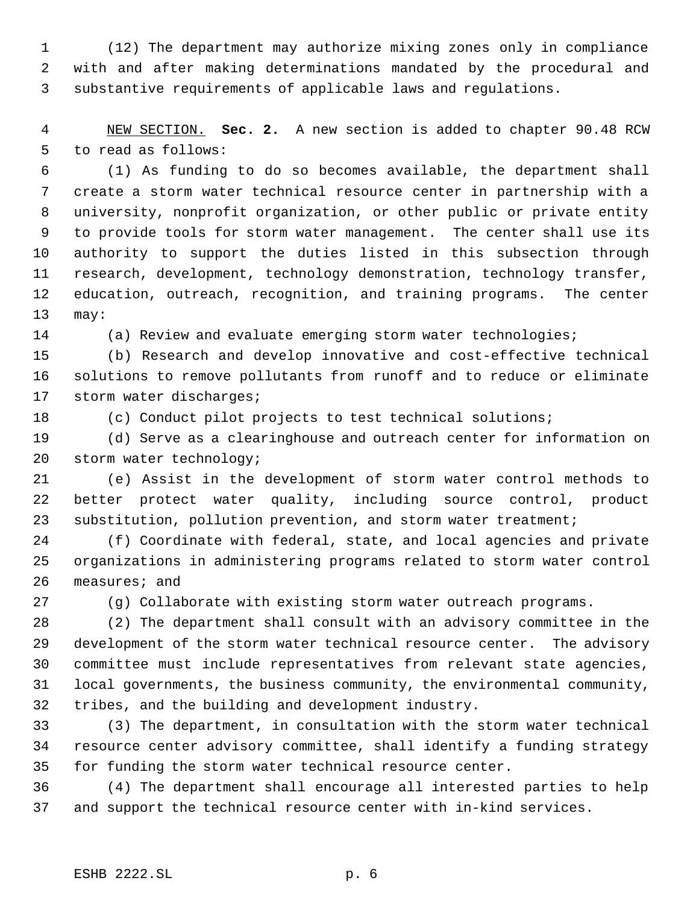(12) The department may authorize mixing zones only in compliance with and after making determinations mandated by the procedural and substantive requirements of applicable laws and regulations.

NEW SECTION. **Sec. 2.** A new section is added to chapter 90.48 RCW to read as follows:

(1) As funding to do so becomes available, the department shall create a storm water technical resource center in partnership with a university, nonprofit organization, or other public or private entity to provide tools for storm water management. The center shall use its authority to support the duties listed in this subsection through research, development, technology demonstration, technology transfer, education, outreach, recognition, and training programs. The center may:

(a) Review and evaluate emerging storm water technologies;

(b) Research and develop innovative and cost-effective technical solutions to remove pollutants from runoff and to reduce or eliminate storm water discharges;

(c) Conduct pilot projects to test technical solutions;

(d) Serve as a clearinghouse and outreach center for information on storm water technology;

(e) Assist in the development of storm water control methods to better protect water quality, including source control, product substitution, pollution prevention, and storm water treatment;

(f) Coordinate with federal, state, and local agencies and private organizations in administering programs related to storm water control measures; and

(g) Collaborate with existing storm water outreach programs.

(2) The department shall consult with an advisory committee in the development of the storm water technical resource center. The advisory committee must include representatives from relevant state agencies, local governments, the business community, the environmental community, tribes, and the building and development industry.

(3) The department, in consultation with the storm water technical resource center advisory committee, shall identify a funding strategy for funding the storm water technical resource center.

(4) The department shall encourage all interested parties to help and support the technical resource center with in-kind services.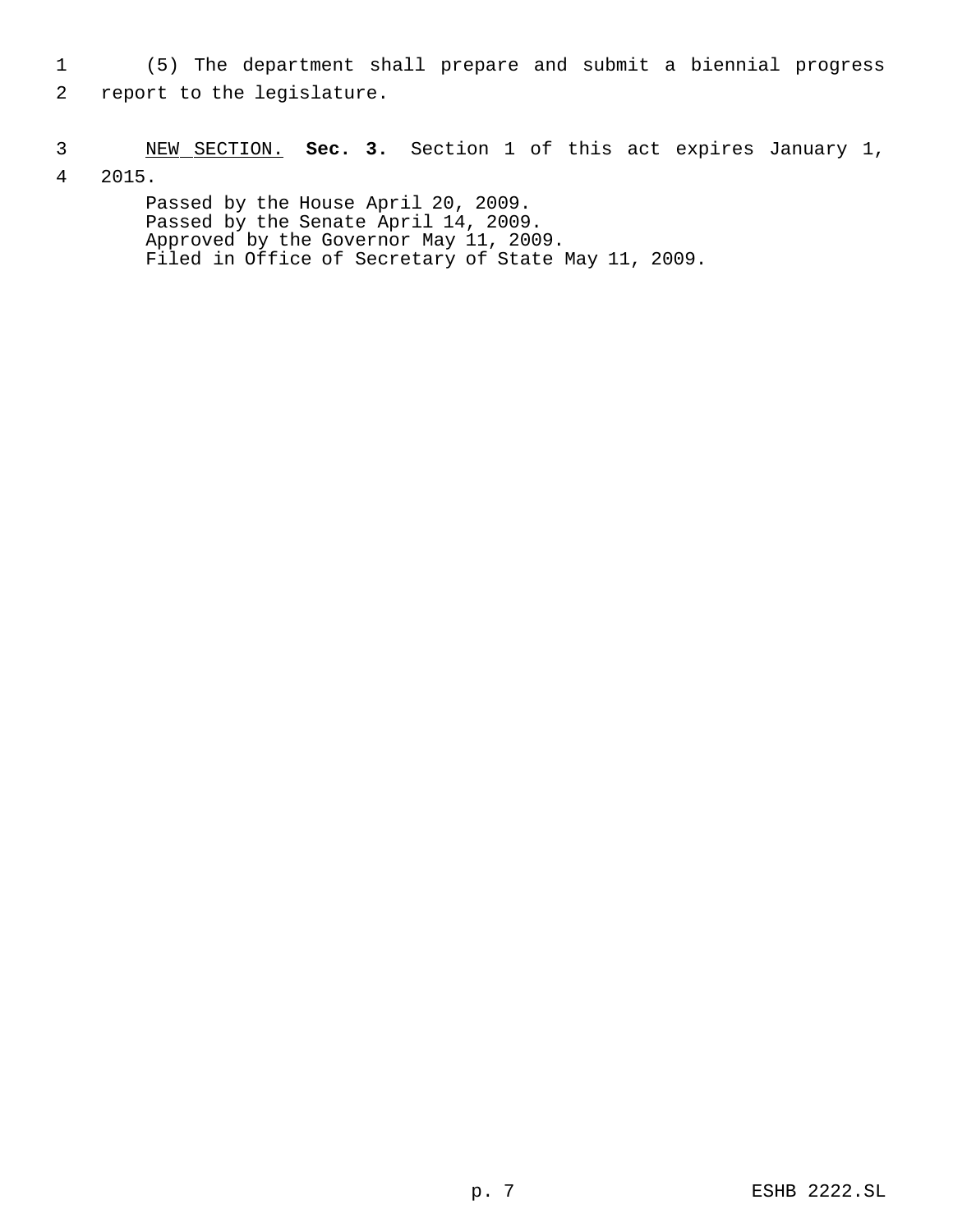(5) The department shall prepare and submit a biennial progress report to the legislature.

NEW SECTION. **Sec. 3.** Section 1 of this act expires January 1, 2015.

Passed by the House April 20, 2009.
Passed by the Senate April 14, 2009.
Approved by the Governor May 11, 2009.
Filed in Office of Secretary of State May 11, 2009.